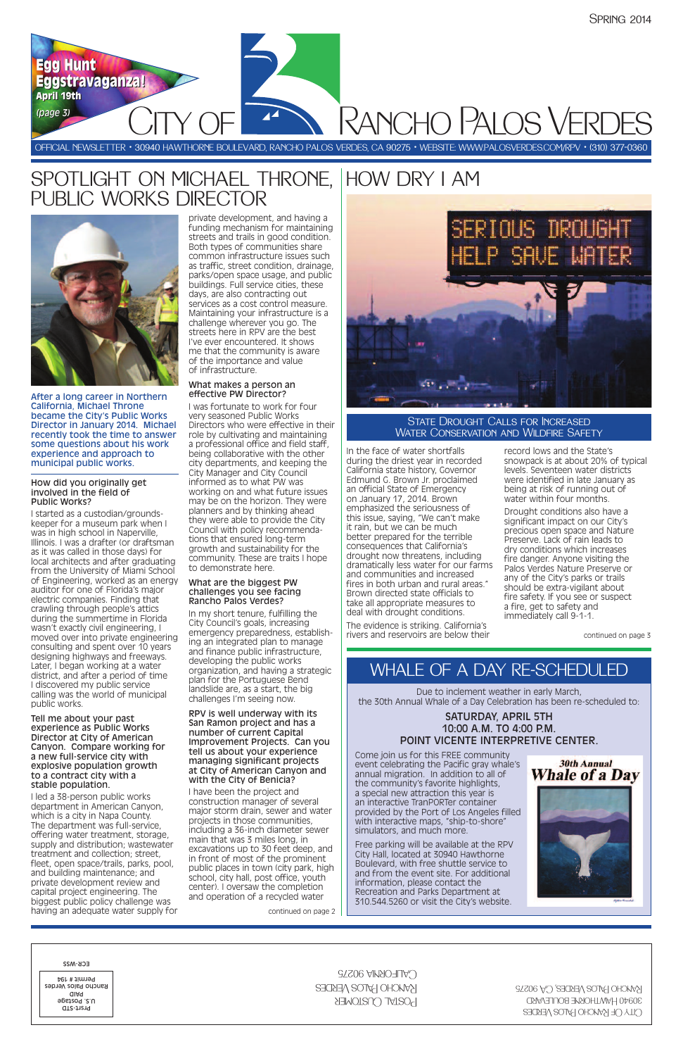Egg Hunt Eggstravaganza! April 19th (page 3)

# City of Rancho Palos Verdes

OFFICIAL NEWSLETTER • 30940 HAWTHORNE BOULEVARD, RANCHO PALOS VERDES, CA 90275 • WEBSITE: WWW.PALOSVERDES.COM/RPV • (310) 377-0360

Spring 2014

## SPOTLIGHT ON MICHAEL THRONE, PUBLIC WORKS DIRECTOR

After a long career in Northern California, Michael Throne became the City's Public Works Director in January 2014. Michael recently took the time to answer some questions about his work experience and approach to municipal public works.

**How did you originally get involved in the field of Public Works?**

I started as a custodian/grounds-keeper for a museum park when I was in high school in Naperville, Illinois. I was a drafter (or draftsman as it was called in those days) for local architects and after graduating from the University of Miami School of Engineering, worked as an energy auditor for one of Florida's major electric companies. Finding that crawling through people's attics during the summertime in Florida wasn't exactly civil engineering, I moved over into private engineering consulting and spent over 10 years designing highways and freeways. Later, I began working at a water district, and after a period of time I discovered my public service calling was the world of municipal public works.

**Tell me about your past experience as Public Works Director at City of American Canyon. Compare working for a new full-service city with explosive population growth to a contract city with a stable population.**

I led a 38-person public works department in American Canyon, which is a city in Napa County. The department was full-service, offering water treatment, storage, supply and distribution; wastewater treatment and collection; street, fleet, open space/trails, parks, pool, and building maintenance; and private development review and capital project engineering. The biggest public policy challenge was having an adequate water supply for private development, and having a funding mechanism for maintaining streets and trails in good condition. Both types of communities share common infrastructure issues such as traffic, street condition, drainage, parks/open space usage, and public buildings. Full service cities, these days, are also contracting out services as a cost control measure. Maintaining your infrastructure is a challenge wherever you go. The streets here in RPV are the best I've ever encountered. It shows me that the community is aware of the importance and value of infrastructure.

**What makes a person an effective PW Director?**

I was fortunate to work for four very seasoned Public Works Directors who were effective in their role by cultivating and maintaining a professional office and field staff, being collaborative with the other city departments, and keeping the City Manager and City Council informed as to what PW was working on and what future issues may be on the horizon. They were planners and by thinking ahead they were able to provide the City Council with policy recommendations that ensured long-term growth and sustainability for the community. These are traits I hope to demonstrate here.

**What are the biggest PW challenges you see facing Rancho Palos Verdes?**

In my short tenure, fulfilling the City Council's goals, increasing emergency preparedness, establishing an integrated plan to manage and finance public infrastructure, developing the public works organization, and having a strategic plan for the Portuguese Bend landslide are, as a start, the big challenges I'm seeing now.

**RPV is well underway with its San Ramon project and has a number of current Capital Improvement Projects. Can you tell us about your experience managing significant projects at City of American Canyon and with the City of Benicia?**

I have been the project and construction manager of several major storm drain, sewer and water projects in those communities, including a 36-inch diameter sewer main that was 3 miles long, in excavations up to 30 feet deep, and in front of most of the prominent public places in town (city park, high school, city hall, post office, youth center). I oversaw the completion and operation of a recycled water

continued on page 2

## HOW DRY I AM

### State Drought Calls for Increased Water Conservation and Wildfire Safety

In the face of water shortfalls during the driest year in recorded California state history, Governor Edmund G. Brown Jr. proclaimed an official State of Emergency on January 17, 2014. Brown emphasized the seriousness of this issue, saying, "We can't make it rain, but we can be much better prepared for the terrible consequences that California's drought now threatens, including dramatically less water for our farms and communities and increased fires in both urban and rural areas." Brown directed state officials to take all appropriate measures to deal with drought conditions.

The evidence is striking. California's rivers and reservoirs are below their record lows and the State's snowpack is at about 20% of typical levels. Seventeen water districts were identified in late January as being at risk of running out of water within four months.

Drought conditions also have a significant impact on our City's precious open space and Nature Preserve. Lack of rain leads to dry conditions which increases fire danger. Anyone visiting the Palos Verdes Nature Preserve or any of the City's parks or trails should be extra-vigilant about fire safety. If you see or suspect a fire, get to safety and immediately call 9-1-1.

continued on page 3

## WHALE OF A DAY RE-SCHEDULED

Due to inclement weather in early March, the 30th Annual Whale of a Day Celebration has been re-scheduled to:

**SATURDAY, APRIL 5TH**
**10:00 A.M. TO 4:00 P.M.**
**POINT VICENTE INTERPRETIVE CENTER.**

Come join us for this FREE community event celebrating the Pacific gray whale's annual migration. In addition to all of the community's favorite highlights, a special new attraction this year is an interactive TranPORTer container provided by the Port of Los Angeles filled with interactive maps, "ship-to-shore" simulators, and much more.

Free parking will be available at the RPV City Hall, located at 30940 Hawthorne Boulevard, with free shuttle service to and from the event site. For additional information, please contact the Recreation and Parks Department at 310.544.5260 or visit the City's website.

30th Annual Whale of a Day

City of Rancho Palos Verdes
30940 Hawthorne Boulevard
Rancho Palos Verdes, CA 90275

Postal Customer
Rancho Palos Verdes
California 90275

Prsrt-STD
U.S. Postage
PAID
Rancho Palos Verdes
Permit # 194

ECR-WSS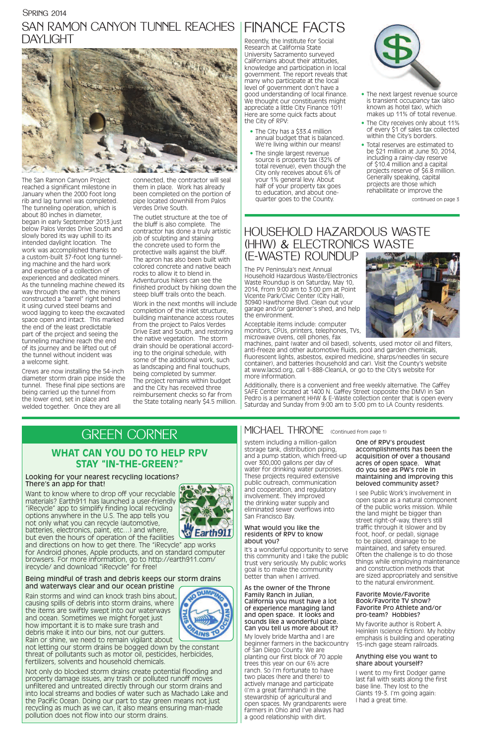# San Ramon Canyon Tunnel Reaches Daylight

The San Ramon Canyon Project reached a significant milestone in January when the 2000 foot long rib and lag tunnel was completed. The tunneling operation, which is about 80 inches in diameter, began in early September 2013 just below Palos Verdes Drive South and slowly bored its way uphill to its intended daylight location. The work was accomplished thanks to a custom-built 37-foot long tunneling machine and the hard work and expertise of a collection of experienced and dedicated miners. As the tunneling machine chewed its way through the earth, the miners constructed a "barrel" right behind it using curved steel beams and wood lagging to keep the excavated space open and intact. This marked the end of the least predictable part of the project and seeing the tunneling machine reach the end of its journey and be lifted out of the tunnel without incident was a welcome sight.

Crews are now installing the 54-inch diameter storm drain pipe inside the tunnel. These final pipe sections are being carried up the tunnel from the lower end, set in place and welded together. Once they are all connected, the contractor will seal them in place. Work has already been completed on the portion of pipe located downhill from Palos Verdes Drive South.

The outlet structure at the toe of the bluff is also complete. The contractor has done a truly artistic job of sculpting and staining the concrete used to form the protective walls against the bluff. The apron has also been built with colored concrete and native beach rocks to allow it to blend in. Adventurous hikers can see the finished product by hiking down the steep bluff trails onto the beach.

Work in the next months will include completion of the inlet structure, building maintenance access routes from the project to Palos Verdes Drive East and South, and restoring the native vegetation. The storm drain should be operational according to the original schedule, with some of the additional work, such as landscaping and final touchups, being completed by summer. The project remains within budget and the City has received three reimbursement checks so far from the State totaling nearly $4.5 million.

# Finance Facts

Recently, the Institute for Social Research at California State University Sacramento surveyed Californians about their attitudes, knowledge and participation in local government. The report reveals that many who participate at the local level of government don't have a good understanding of local finance. We thought our constituents might appreciate a little City Finance 101! Here are some quick facts about the City of RPV:

- The City has a $33.4 million annual budget that is balanced. We're living within our means!
- The single largest revenue source is property tax (32% of total revenue), even though the City only receives about 6% of your 1% general levy. About half of your property tax goes to education, and about one-quarter goes to the County.
- The next largest revenue source is transient occupancy tax (also known as hotel tax), which makes up 11% of total revenue.
- The City receives only about 11% of every $1 of sales tax collected within the City's borders.
- Total reserves are estimated to be $21 million at June 30, 2014, including a rainy-day reserve of $10.4 million and a capital projects reserve of $6.8 million. Generally speaking, capital projects are those which rehabilitate or improve the

continued on page 3

# Household Hazardous Waste (HHW) & Electronics Waste (E-Waste) Roundup

The PV Peninsula's next Annual Household Hazardous Waste/Electronics Waste Roundup is on Saturday, May 10, 2014, from 9:00 am to 3:00 pm at Point Vicente Park/Civic Center (City Hall), 30940 Hawthorne Blvd. Clean out your garage and/or gardener's shed, and help the environment.

Acceptable items include: computer monitors, CPUs, printers, telephones, TVs, microwave ovens, cell phones, fax machines, paint (water and oil based), solvents, used motor oil and filters, anti-freeze and other automotive fluids, pool and garden chemicals, fluorescent lights, asbestos, expired medicine, sharps/needles (in secure container), and batteries (household and car). Visit the County's website at www.lacsd.org, call 1-888-CleanLA, or go to the City's website for more information.

Additionally, there is a convenient and free weekly alternative. The Gaffey SAFE Center located at 1400 N. Gaffey Street (opposite the DMV) in San Pedro is a permanent HHW & E-Waste collection center that is open every Saturday and Sunday from 9:00 am to 3:00 pm to LA County residents.

# Green Corner

## What Can You Do to Help RPV Stay "In-the-Green?"

### Looking for your nearest recycling locations? There's an app for that!

Want to know where to drop off your recyclable materials? Earth911 has launched a user-friendly "iRecycle" app to simplify finding local recycling options anywhere in the U.S. The app tells you not only what you can recycle (automotive, batteries, electronics, paint, etc…) and where, but even the hours of operation of the facilities and directions on how to get there. The "iRecycle" app works for Android phones, Apple products, and on standard computer browsers. For more information, go to http://earth911.com/irecycle/ and download "iRecycle" for free!

### Being mindful of trash and debris keeps our storm drains and waterways clear and our ocean pristine

Rain storms and wind can knock trash bins about, causing spills of debris into storm drains, where the items are swiftly swept into our waterways and ocean. Sometimes we might forget just how important it is to make sure trash and debris make it into our bins, not our gutters. Rain or shine, we need to remain vigilant about not letting our storm drains be bogged down by the constant threat of pollutants such as motor oil, pesticides, herbicides, fertilizers, solvents and household chemicals.

Not only do blocked storm drains create potential flooding and property damage issues, any trash or polluted runoff moves unfiltered and untreated directly through our storm drains and into local streams and bodies of water such as Machado Lake and the Pacific Ocean. Doing our part to stay green means not just recycling as much as we can, it also means ensuring man-made pollution does not flow into our storm drains.

# Michael Throne (Continued from page 1)

system including a million-gallon storage tank, distribution piping, and a pump station, which freed-up over 300,000 gallons per day of water for drinking water purposes. These projects required extensive public outreach, communication and cooperation, and regulatory involvement. They improved the drinking water supply and eliminated sewer overflows into San Francisco Bay.

**What would you like the residents of RPV to know about you?**

It's a wonderful opportunity to serve this community and I take the public trust very seriously. My public works goal is to make the community better than when I arrived.

**As the owner of the Throne Family Ranch in Julian, California you must have a lot of experience managing land and open space. It looks and sounds like a wonderful place. Can you tell us more about it?**

My lovely bride Martha and I are beginner farmers in the backcountry of San Diego County. We are planting our first block of 70 apple trees this year on our 6½ acre ranch. So I'm fortunate to have two places (here and there) to actively manage and participate (I'm a great farmhand) in the stewardship of agricultural and open spaces. My grandparents were farmers in Ohio and I've always had a good relationship with dirt.

**One of RPV's proudest accomplishments has been the acquisition of over a thousand acres of open space. What do you see as PW's role in maintaining and improving this beloved community asset?**

I see Public Work's involvement in open space as a natural component of the public works mission. While the land might be bigger than street right-of-way, there's still traffic through it (slower and by foot, hoof, or pedal), signage to be placed, drainage to be maintained, and safety ensured. Often the challenge is to do those things while employing maintenance and construction methods that are sized appropriately and sensitive to the natural environment.

**Favorite Movie/Favorite Book/Favorite TV show? Favorite Pro Athlete and/or pro-team? Hobbies?**

My favorite author is Robert A. Heinlein (science fiction). My hobby emphasis is building and operating 15-inch gage steam railroads.

**Anything else you want to share about yourself?**

I went to my first Dodger game last fall with seats along the first base line. They lost to the Giants 19-3. I'm going again: I had a great time.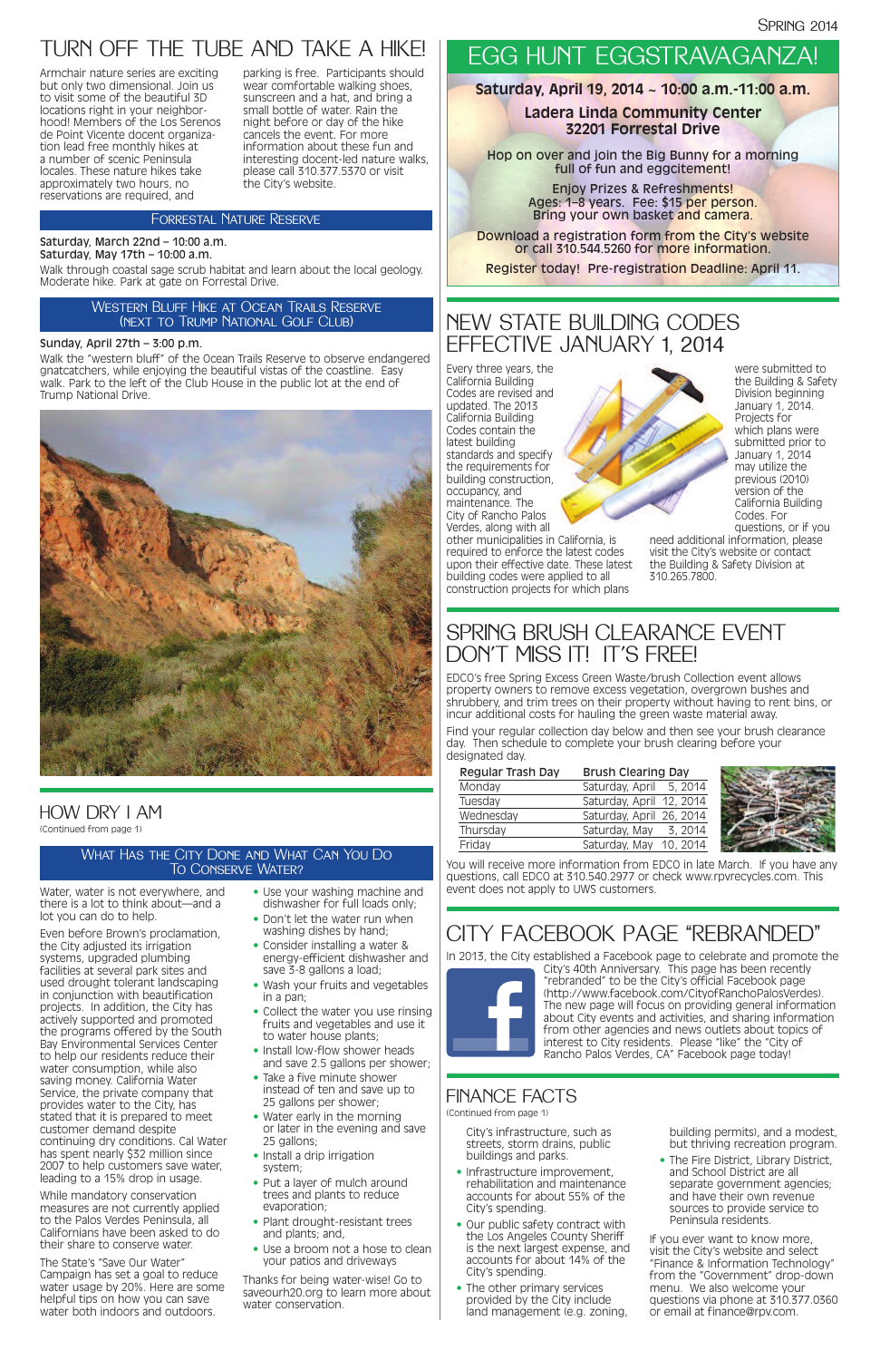# TURN OFF THE TUBE AND TAKE A HIKE!

Armchair nature series are exciting but only two dimensional. Join us to visit some of the beautiful 3D locations right in your neighborhood! Members of the Los Serenos de Point Vicente docent organization lead free monthly hikes at a number of scenic Peninsula locales. These nature hikes take approximately two hours, no reservations are required, and parking is free. Participants should wear comfortable walking shoes, sunscreen and a hat, and bring a small bottle of water. Rain the night before or day of the hike cancels the event. For more information about these fun and interesting docent-led nature walks, please call 310.377.5370 or visit the City's website.

## Forrestal Nature Reserve

Saturday, March 22nd – 10:00 a.m.
Saturday, May 17th – 10:00 a.m.

Walk through coastal sage scrub habitat and learn about the local geology. Moderate hike. Park at gate on Forrestal Drive.

## Western Bluff Hike at Ocean Trails Reserve (Next to Trump National Golf Club)

Sunday, April 27th – 3:00 p.m.

Walk the "western bluff" of the Ocean Trails Reserve to observe endangered gnatcatchers, while enjoying the beautiful vistas of the coastline. Easy walk. Park to the left of the Club House in the public lot at the end of Trump National Drive.

# HOW DRY I AM

(Continued from page 1)

## What Has the City Done and What Can You Do To Conserve Water?

Water, water is not everywhere, and there is a lot to think about—and a lot you can do to help.

Even before Brown's proclamation, the City adjusted its irrigation systems, upgraded plumbing facilities at several park sites and used drought tolerant landscaping in conjunction with beautification projects. In addition, the City has actively supported and promoted the programs offered by the South Bay Environmental Services Center to help our residents reduce their water consumption, while also saving money. California Water Service, the private company that provides water to the City, has stated that it is prepared to meet customer demand despite continuing dry conditions. Cal Water has spent nearly $32 million since 2007 to help customers save water, leading to a 15% drop in usage.

While mandatory conservation measures are not currently applied to the Palos Verdes Peninsula, all Californians have been asked to do their share to conserve water.

The State's "Save Our Water" Campaign has set a goal to reduce water usage by 20%. Here are some helpful tips on how you can save water both indoors and outdoors.

- Use your washing machine and dishwasher for full loads only;
- Don't let the water run when washing dishes by hand;
- Consider installing a water & energy-efficient dishwasher and save 3-8 gallons a load;
- Wash your fruits and vegetables in a pan;
- Collect the water you use rinsing fruits and vegetables and use it to water house plants;
- Install low-flow shower heads and save 2.5 gallons per shower;
- Take a five minute shower instead of ten and save up to 25 gallons per shower;
- Water early in the morning or later in the evening and save 25 gallons;
- Install a drip irrigation system;
- Put a layer of mulch around trees and plants to reduce evaporation;
- Plant drought-resistant trees and plants; and,
- Use a broom not a hose to clean your patios and driveways

Thanks for being water-wise! Go to saveourh20.org to learn more about water conservation.

# EGG HUNT EGGSTRAVAGANZA!

**Saturday, April 19, 2014 ~ 10:00 a.m.-11:00 a.m.**

**Ladera Linda Community Center**
**32201 Forrestal Drive**

Hop on over and join the Big Bunny for a morning full of fun and eggcitement!

Enjoy Prizes & Refreshments!
Ages: 1–8 years. Fee: $15 per person.
Bring your own basket and camera.

Download a registration form from the City's website or call 310.544.5260 for more information.

Register today! Pre-registration Deadline: April 11.

# NEW STATE BUILDING CODES EFFECTIVE JANUARY 1, 2014

Every three years, the California Building Codes are revised and updated. The 2013 California Building Codes contain the latest building standards and specify the requirements for building construction, occupancy, and maintenance. The City of Rancho Palos Verdes, along with all other municipalities in California, is required to enforce the latest codes upon their effective date. These latest building codes were applied to all construction projects for which plans were submitted to the Building & Safety Division beginning January 1, 2014. Projects for which plans were submitted prior to January 1, 2014 may utilize the previous (2010) version of the California Building Codes. For questions, or if you need additional information, please visit the City's website or contact the Building & Safety Division at 310.265.7800.

# SPRING BRUSH CLEARANCE EVENT DON'T MISS IT! IT'S FREE!

EDCO's free Spring Excess Green Waste/brush Collection event allows property owners to remove excess vegetation, overgrown bushes and shrubbery, and trim trees on their property without having to rent bins, or incur additional costs for hauling the green waste material away.

Find your regular collection day below and then see your brush clearance day. Then schedule to complete your brush clearing before your designated day.

| Regular Trash Day | Brush Clearing Day |
|---|---|
| Monday | Saturday, April 5, 2014 |
| Tuesday | Saturday, April 12, 2014 |
| Wednesday | Saturday, April 26, 2014 |
| Thursday | Saturday, May 3, 2014 |
| Friday | Saturday, May 10, 2014 |

You will receive more information from EDCO in late March. If you have any questions, call EDCO at 310.540.2977 or check www.rpvrecycles.com. This event does not apply to UWS customers.

# CITY FACEBOOK PAGE "REBRANDED"

In 2013, the City established a Facebook page to celebrate and promote the City's 40th Anniversary. This page has been recently "rebranded" to be the City's official Facebook page (http://www.facebook.com/CityofRanchoPalosVerdes). The new page will focus on providing general information about City events and activities, and sharing information from other agencies and news outlets about topics of interest to City residents. Please "like" the "City of Rancho Palos Verdes, CA" Facebook page today!

# FINANCE FACTS

(Continued from page 1)

City's infrastructure, such as streets, storm drains, public buildings and parks.

- Infrastructure improvement, rehabilitation and maintenance accounts for about 55% of the City's spending.
- Our public safety contract with the Los Angeles County Sheriff is the next largest expense, and accounts for about 14% of the City's spending.
- The other primary services provided by the City include land management (e.g. zoning, building permits), and a modest, but thriving recreation program.
- The Fire District, Library District, and School District are all separate government agencies; and have their own revenue sources to provide service to Peninsula residents.

If you ever want to know more, visit the City's website and select "Finance & Information Technology" from the "Government" drop-down menu. We also welcome your questions via phone at 310.377.0360 or email at finance@rpv.com.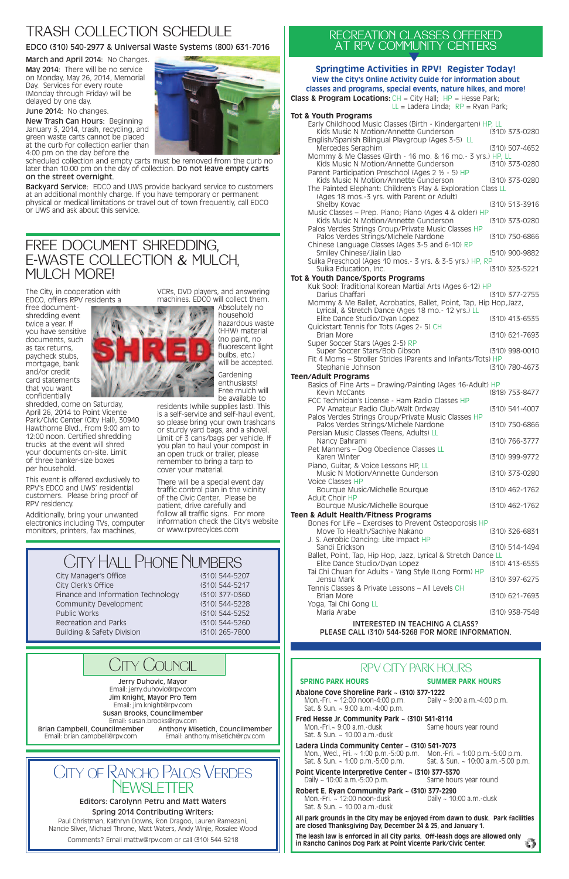# TRASH COLLECTION SCHEDULE

**EDCO (310) 540-2977 & Universal Waste Systems (800) 631-7016**

**March and April 2014:** No Changes.

**May 2014:** There will be no service on Monday, May 26, 2014, Memorial Day. Services for every route (Monday through Friday) will be delayed by one day.

**June 2014:** No changes.

**New Trash Can Hours:** Beginning January 3, 2014, trash, recycling, and green waste carts cannot be placed at the curb for collection earlier than 4:00 pm on the day before the scheduled collection and empty carts must be removed from the curb no later than 10:00 pm on the day of collection. **Do not leave empty carts on the street overnight.**

**Backyard Service:** EDCO and UWS provide backyard service to customers at an additional monthly charge. If you have temporary or permanent physical or medical limitations or travel out of town frequently, call EDCO or UWS and ask about this service.

# FREE DOCUMENT SHREDDING, E-WASTE COLLECTION & MULCH, MULCH MORE!

The City, in cooperation with EDCO, offers RPV residents a free document-shredding event twice a year. If you have sensitive documents, such as tax returns, paycheck stubs, mortgage, bank and/or credit card statements that you want confidentially shredded, come on Saturday, April 26, 2014 to Point Vicente Park/Civic Center (City Hall), 30940 Hawthorne Blvd., from 9:00 am to 12:00 noon. Certified shredding trucks at the event will shred your documents on-site. Limit of three banker-size boxes per household.

This event is offered exclusively to RPV's EDCO and UWS' residential customers. Please bring proof of RPV residency.

Additionally, bring your unwanted electronics including TVs, computer monitors, printers, fax machines, VCRs, DVD players, and answering machines. EDCO will collect them. Absolutely no household hazardous waste (HHW) material (no paint, no fluorescent light bulbs, etc.) will be accepted.

Gardening enthusiasts! Free mulch will be available to residents (while supplies last). This is a self-service and self-haul event, so please bring your own trashcans or sturdy yard bags, and a shovel. Limit of 3 cans/bags per vehicle. If you plan to haul your compost in an open truck or trailer, please remember to bring a tarp to cover your material.

There will be a special event day traffic control plan in the vicinity of the Civic Center. Please be patient, drive carefully and follow all traffic signs. For more information check the City's website or www.rpvrecylces.com

# CITY HALL PHONE NUMBERS

| | |
|---|---|
| City Manager's Office | (310) 544-5207 |
| City Clerk's Office | (310) 544-5217 |
| Finance and Information Technology | (310) 377-0360 |
| Community Development | (310) 544-5228 |
| Public Works | (310) 544-5252 |
| Recreation and Parks | (310) 544-5260 |
| Building & Safety Division | (310) 265-7800 |

# CITY COUNCIL

**Jerry Duhovic, Mayor**
Email: jerry.duhovic@rpv.com

**Jim Knight, Mayor Pro Tem**
Email: jim.knight@rpv.com

**Susan Brooks, Councilmember**
Email: susan.brooks@rpv.com

**Brian Campbell, Councilmember**
Email: brian.campbell@rpv.com

**Anthony Misetich, Councilmember**
Email: anthony.misetich@rpv.com

# CITY OF RANCHO PALOS VERDES NEWSLETTER

**Editors: Carolynn Petru and Matt Waters**

**Spring 2014 Contributing Writers:**
Paul Christman, Kathryn Downs, Ron Dragoo, Lauren Ramezani, Nancie Silver, Michael Throne, Matt Waters, Andy Winje, Rosalee Wood

Comments? Email mattw@rpv.com or call (310) 544-5218

# RECREATION CLASSES OFFERED AT RPV COMMUNITY CENTERS

## Springtime Activities in RPV! Register Today!

**View the City's Online Activity Guide for information about classes and programs, special events, nature hikes, and more!**

**Class & Program Locations:** CH = City Hall; HP = Hesse Park; LL = Ladera Linda; RP = Ryan Park;

### Tot & Youth Programs

- Early Childhood Music Classes (Birth - Kindergarten) HP, LL
  Kids Music N Motion/Annette Gunderson (310) 373-0280
- English/Spanish Bilingual Playgroup (Ages 3-5) LL
  Mercedes Seraphim (310) 507-4652
- Mommy & Me Classes (Birth - 16 mo. & 16 mo.- 3 yrs.) HP, LL
  Kids Music N Motion/Annette Gunderson (310) 373-0280
- Parent Participation Preschool (Ages 2 ½ - 5) HP
  Kids Music N Motion/Annette Gunderson (310) 373-0280
- The Painted Elephant: Children's Play & Exploration Class LL (Ages 18 mos.-3 yrs. with Parent or Adult)
  Shelby Kovac (310) 513-3916
- Music Classes – Prep. Piano; Piano (Ages 4 & older) HP
  Kids Music N Motion/Annette Gunderson (310) 373-0280
- Palos Verdes Strings Group/Private Music Classes HP
  Palos Verdes Strings/Michele Nardone (310) 750-6866
- Chinese Language Classes (Ages 3-5 and 6-10) RP
  Smiley Chinese/Jialin Liao (510) 900-9882
- Suika Preschool (Ages 10 mos.- 3 yrs. & 3-5 yrs.) HP, RP
  Suika Education, Inc. (310) 323-5221

### Tot & Youth Dance/Sports Programs

- Kuk Sool: Traditional Korean Martial Arts (Ages 6-12) HP
  Darius Ghaffari (310) 377-2755
- Mommy & Me Ballet, Acrobatics, Ballet, Point, Tap, Hip Hop,Jazz, Lyrical, & Stretch Dance (Ages 18 mo.- 12 yrs.) LL
  Elite Dance Studio/Dyan Lopez (310) 413-6535
- Quickstart Tennis for Tots (Ages 2- 5) CH
  Brian More (310) 621-7693
- Super Soccer Stars (Ages 2-5) RP
  Super Soccer Stars/Bob Gibson (310) 998-0010
- Fit 4 Moms – Stroller Strides (Parents and Infants/Tots) HP
  Stephanie Johnson (310) 780-4673

### Teen/Adult Programs

- Basics of Fine Arts – Drawing/Painting (Ages 16-Adult) HP
  Kevin McCants (818) 753-8477
- FCC Technician's License - Ham Radio Classes HP
  PV Amateur Radio Club/Walt Ordway (310) 541-4007
- Palos Verdes Strings Group/Private Music Classes HP
  Palos Verdes Strings/Michele Nardone (310) 750-6866
- Persian Music Classes (Teens, Adults) LL
  Nancy Bahrami (310) 766-3777
- Pet Manners – Dog Obedience Classes LL
  Karen Winter (310) 999-9772
- Piano, Guitar, & Voice Lessons HP, LL
  Music N Motion/Annette Gunderson (310) 373-0280
- Voice Classes HP
  Bourque Music/Michelle Bourque (310) 462-1762
- Adult Choir HP
  Bourque Music/Michelle Bourque (310) 462-1762

### Teen & Adult Health/Fitness Programs

- Bones for Life – Exercises to Prevent Osteoporosis HP
  Move To Health/Sachiye Nakano (310) 326-6831
- J. S. Aerobic Dancing: Life Impact HP
  Sandi Erickson (310) 514-1494
- Ballet, Point, Tap, Hip Hop, Jazz, Lyrical & Stretch Dance LL
  Elite Dance Studio/Dyan Lopez (310) 413-6535
- Tai Chi Chuan for Adults - Yang Style (Long Form) HP
  Jensu Mark (310) 397-6275
- Tennis Classes & Private Lessons – All Levels CH
  Brian More (310) 621-7693
- Yoga, Tai Chi Gong LL
  Maria Arabe (310) 938-7548

**INTERESTED IN TEACHING A CLASS? PLEASE CALL (310) 544-5268 FOR MORE INFORMATION.**

# RPV CITY PARK HOURS

| | SPRING PARK HOURS | SUMMER PARK HOURS |
|---|---|---|
| **Abalone Cove Shoreline Park ~ (310) 377-1222** | Mon.-Fri. ~ 12:00 noon-4:00 p.m.<br>Sat. & Sun. ~ 9:00 a.m.-4:00 p.m. | Daily ~ 9:00 a.m.-4:00 p.m. |
| **Fred Hesse Jr. Community Park ~ (310) 541-8114** | Mon.-Fri.~ 9:00 a.m.-dusk<br>Sat. & Sun. ~ 10:00 a.m.-dusk | Same hours year round |
| **Ladera Linda Community Center ~ (310) 541-7073** | Mon., Wed., Fri. ~ 1:00 p.m.-5:00 p.m.<br>Sat. & Sun. ~ 1:00 p.m.-5:00 p.m. | Mon.-Fri. ~ 1:00 p.m.-5:00 p.m.<br>Sat. & Sun. ~ 10:00 a.m.-5:00 p.m. |
| **Point Vicente Interpretive Center ~ (310) 377-5370** | Daily ~ 10:00 a.m.-5:00 p.m. | Same hours year round |
| **Robert E. Ryan Community Park ~ (310) 377-2290** | Mon.-Fri. ~ 12:00 noon-dusk<br>Sat. & Sun. ~ 10:00 a.m.-dusk | Daily ~ 10:00 a.m.-dusk |

**All park grounds in the City may be enjoyed from dawn to dusk. Park facilities are closed Thanksgiving Day, December 24 & 25, and January 1.**

**The leash law is enforced in all City parks. Off-leash dogs are allowed only in Rancho Caninos Dog Park at Point Vicente Park/Civic Center.**